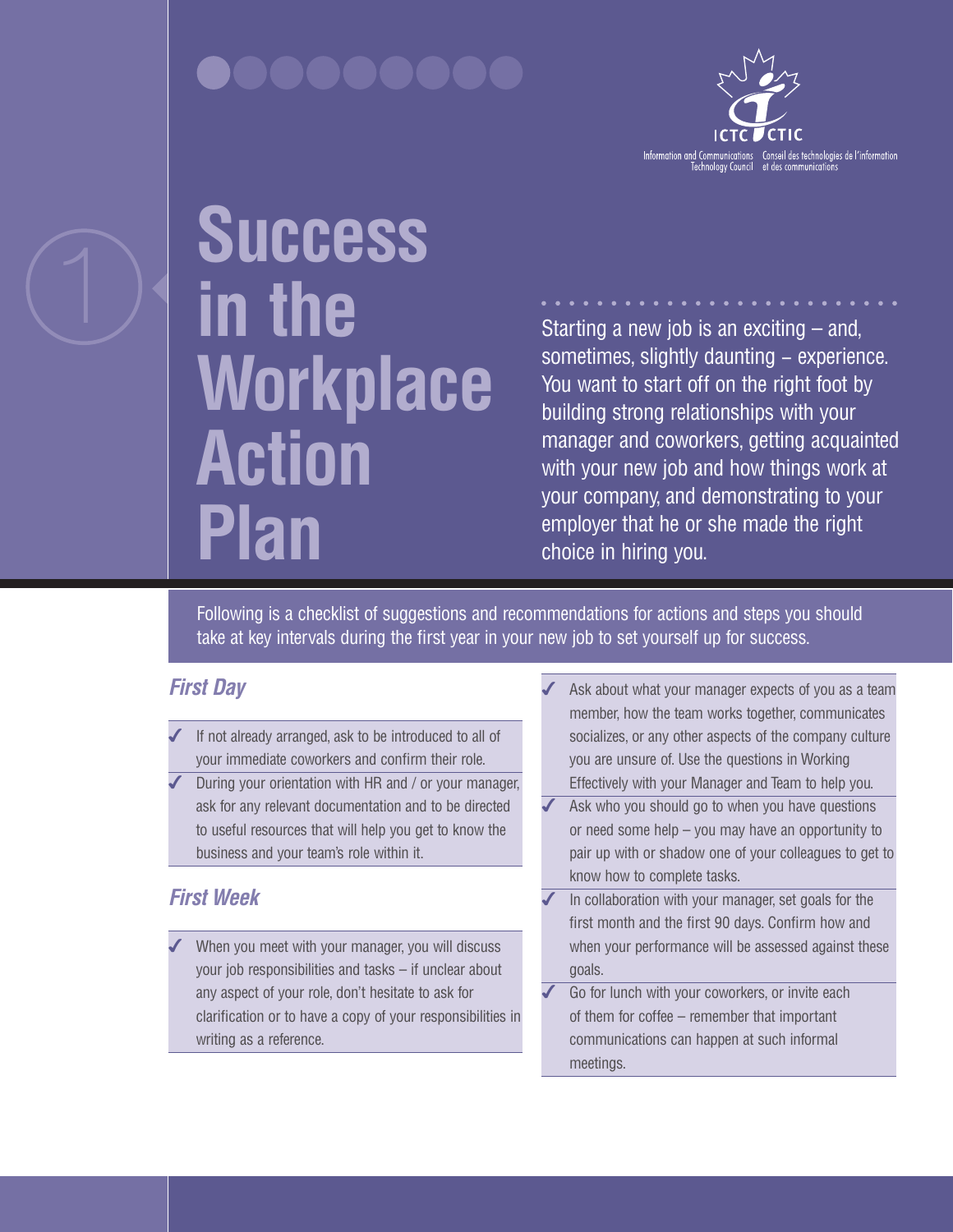ICTC CTIC

Information and Communications Technology Council | Conseil des technologies de l'information et des communications

# Success in the Workplace Action Plan

Starting a new job is an exciting – and, sometimes, slightly daunting – experience. You want to start off on the right foot by building strong relationships with your manager and coworkers, getting acquainted with your new job and how things work at your company, and demonstrating to your employer that he or she made the right choice in hiring you.

Following is a checklist of suggestions and recommendations for actions and steps you should take at key intervals during the first year in your new job to set yourself up for success.

## *First Day*

- ✓ If not already arranged, ask to be introduced to all of your immediate coworkers and confirm their role.
- ✓ During your orientation with HR and / or your manager, ask for any relevant documentation and to be directed to useful resources that will help you get to know the business and your team's role within it.

## *First Week*

- ✓ When you meet with your manager, you will discuss your job responsibilities and tasks – if unclear about any aspect of your role, don't hesitate to ask for clarification or to have a copy of your responsibilities in writing as a reference.
- ✓ Ask about what your manager expects of you as a team member, how the team works together, communicates socializes, or any other aspects of the company culture you are unsure of. Use the questions in Working Effectively with your Manager and Team to help you.
- ✓ Ask who you should go to when you have questions or need some help – you may have an opportunity to pair up with or shadow one of your colleagues to get to know how to complete tasks.
- ✓ In collaboration with your manager, set goals for the first month and the first 90 days. Confirm how and when your performance will be assessed against these goals.
- ✓ Go for lunch with your coworkers, or invite each of them for coffee – remember that important communications can happen at such informal meetings.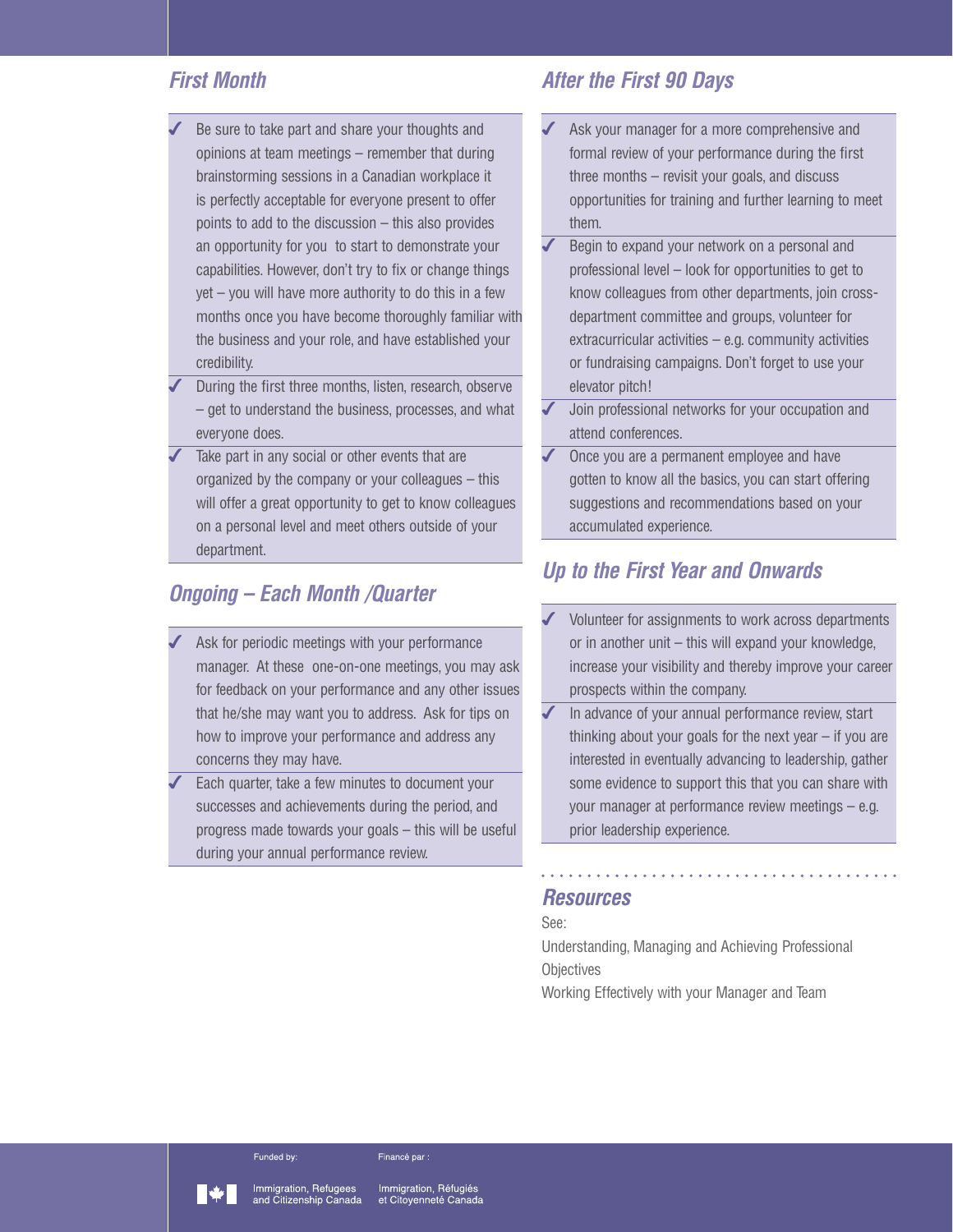## First Month

- ✓ Be sure to take part and share your thoughts and opinions at team meetings – remember that during brainstorming sessions in a Canadian workplace it is perfectly acceptable for everyone present to offer points to add to the discussion – this also provides an opportunity for you to start to demonstrate your capabilities. However, don't try to fix or change things yet – you will have more authority to do this in a few months once you have become thoroughly familiar with the business and your role, and have established your credibility.
- ✓ During the first three months, listen, research, observe – get to understand the business, processes, and what everyone does.
- ✓ Take part in any social or other events that are organized by the company or your colleagues – this will offer a great opportunity to get to know colleagues on a personal level and meet others outside of your department.

## Ongoing – Each Month /Quarter

- ✓ Ask for periodic meetings with your performance manager. At these one-on-one meetings, you may ask for feedback on your performance and any other issues that he/she may want you to address. Ask for tips on how to improve your performance and address any concerns they may have.
- ✓ Each quarter, take a few minutes to document your successes and achievements during the period, and progress made towards your goals – this will be useful during your annual performance review.

## After the First 90 Days

- ✓ Ask your manager for a more comprehensive and formal review of your performance during the first three months – revisit your goals, and discuss opportunities for training and further learning to meet them.
- ✓ Begin to expand your network on a personal and professional level – look for opportunities to get to know colleagues from other departments, join cross-department committee and groups, volunteer for extracurricular activities – e.g. community activities or fundraising campaigns. Don't forget to use your elevator pitch!
- ✓ Join professional networks for your occupation and attend conferences.
- ✓ Once you are a permanent employee and have gotten to know all the basics, you can start offering suggestions and recommendations based on your accumulated experience.

## Up to the First Year and Onwards

- ✓ Volunteer for assignments to work across departments or in another unit – this will expand your knowledge, increase your visibility and thereby improve your career prospects within the company.
- ✓ In advance of your annual performance review, start thinking about your goals for the next year – if you are interested in eventually advancing to leadership, gather some evidence to support this that you can share with your manager at performance review meetings – e.g. prior leadership experience.

## Resources

See:

Understanding, Managing and Achieving Professional Objectives

Working Effectively with your Manager and Team

Funded by: Immigration, Refugees and Citizenship Canada

Financé par : Immigration, Réfugiés et Citoyenneté Canada